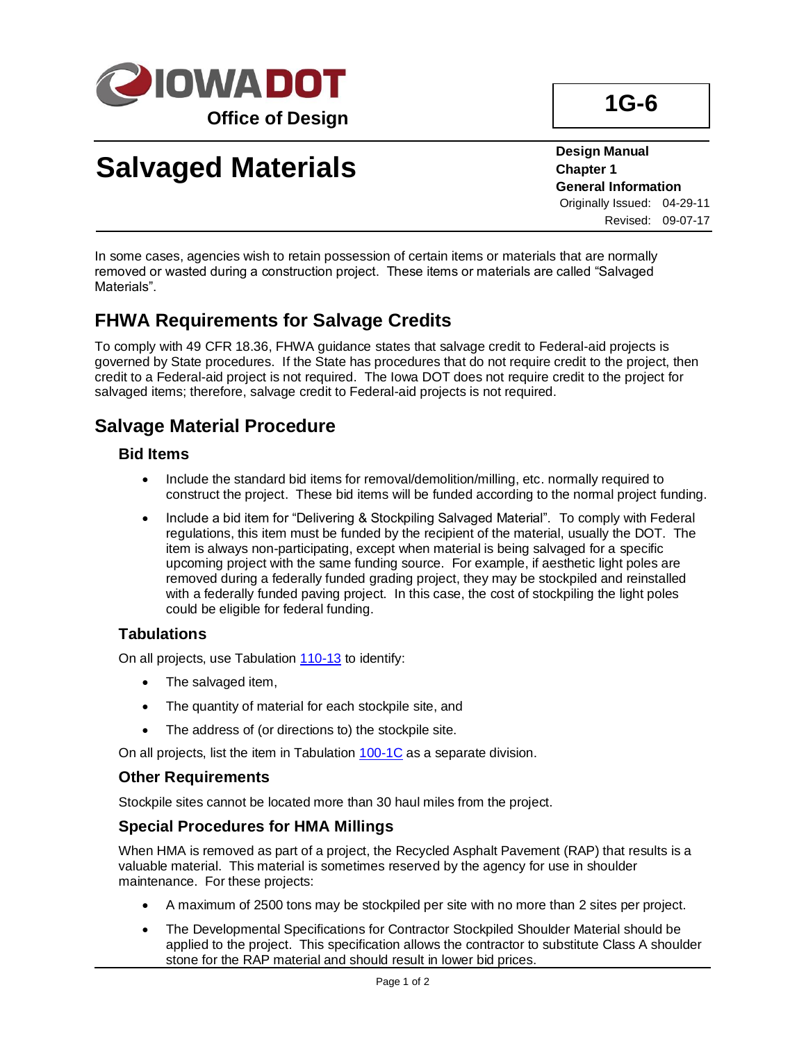Office of Design

**1G-6**

# Salvaged Materials

**Design Manual**
**Chapter 1**
**General Information**
Originally Issued: 04-29-11
Revised: 09-07-17

In some cases, agencies wish to retain possession of certain items or materials that are normally removed or wasted during a construction project. These items or materials are called “Salvaged Materials”.

## FHWA Requirements for Salvage Credits

To comply with 49 CFR 18.36, FHWA guidance states that salvage credit to Federal-aid projects is governed by State procedures. If the State has procedures that do not require credit to the project, then credit to a Federal-aid project is not required. The Iowa DOT does not require credit to the project for salvaged items; therefore, salvage credit to Federal-aid projects is not required.

## Salvage Material Procedure

### Bid Items

- Include the standard bid items for removal/demolition/milling, etc. normally required to construct the project. These bid items will be funded according to the normal project funding.
- Include a bid item for “Delivering & Stockpiling Salvaged Material”. To comply with Federal regulations, this item must be funded by the recipient of the material, usually the DOT. The item is always non-participating, except when material is being salvaged for a specific upcoming project with the same funding source. For example, if aesthetic light poles are removed during a federally funded grading project, they may be stockpiled and reinstalled with a federally funded paving project. In this case, the cost of stockpiling the light poles could be eligible for federal funding.

### Tabulations

On all projects, use Tabulation 110-13 to identify:

- The salvaged item,
- The quantity of material for each stockpile site, and
- The address of (or directions to) the stockpile site.

On all projects, list the item in Tabulation 100-1C as a separate division.

### Other Requirements

Stockpile sites cannot be located more than 30 haul miles from the project.

### Special Procedures for HMA Millings

When HMA is removed as part of a project, the Recycled Asphalt Pavement (RAP) that results is a valuable material. This material is sometimes reserved by the agency for use in shoulder maintenance. For these projects:

- A maximum of 2500 tons may be stockpiled per site with no more than 2 sites per project.
- The Developmental Specifications for Contractor Stockpiled Shoulder Material should be applied to the project. This specification allows the contractor to substitute Class A shoulder stone for the RAP material and should result in lower bid prices.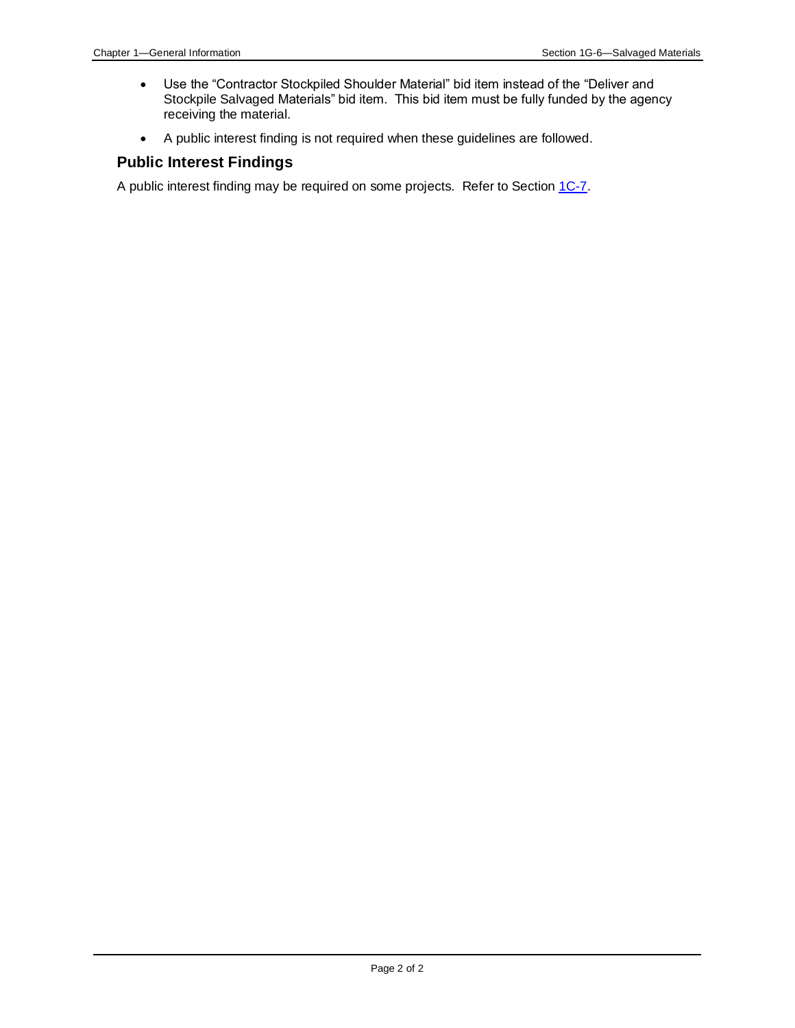- Use the “Contractor Stockpiled Shoulder Material” bid item instead of the “Deliver and Stockpile Salvaged Materials” bid item. This bid item must be fully funded by the agency receiving the material.
- A public interest finding is not required when these guidelines are followed.

## Public Interest Findings

A public interest finding may be required on some projects. Refer to Section 1C-7.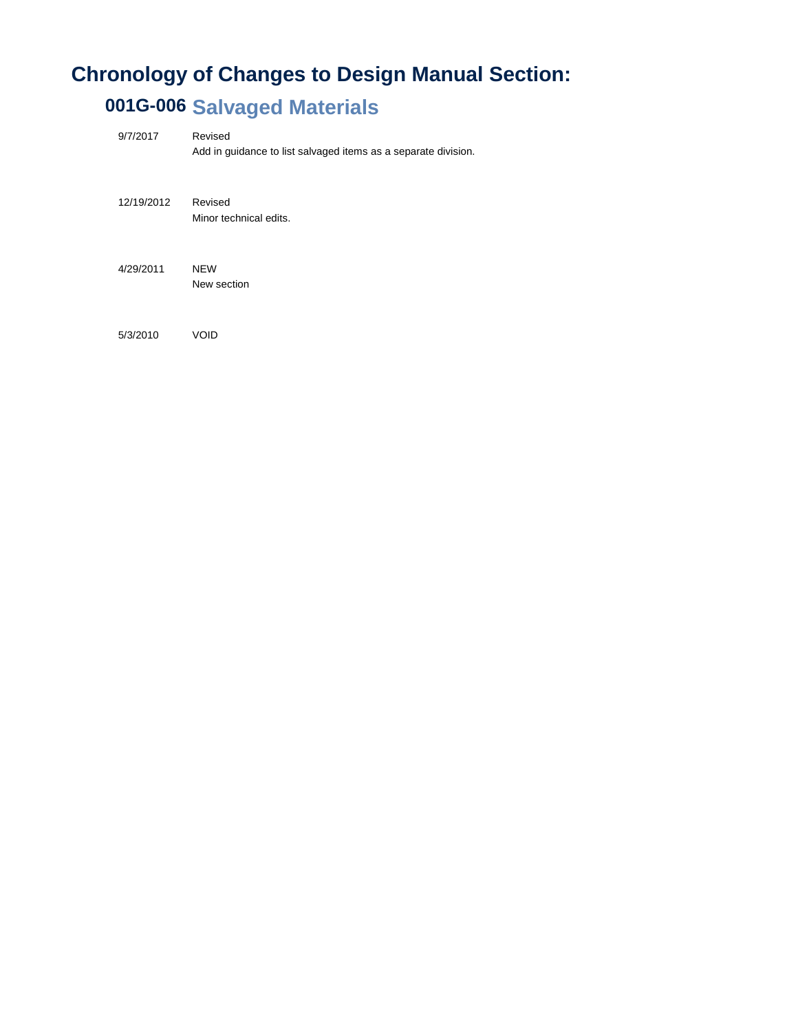# Chronology of Changes to Design Manual Section:

## 001G-006 Salvaged Materials

| | |
|---|---|
| 9/7/2017 | Revised<br>Add in guidance to list salvaged items as a separate division. |
| 12/19/2012 | Revised<br>Minor technical edits. |
| 4/29/2011 | NEW<br>New section |
| 5/3/2010 | VOID |